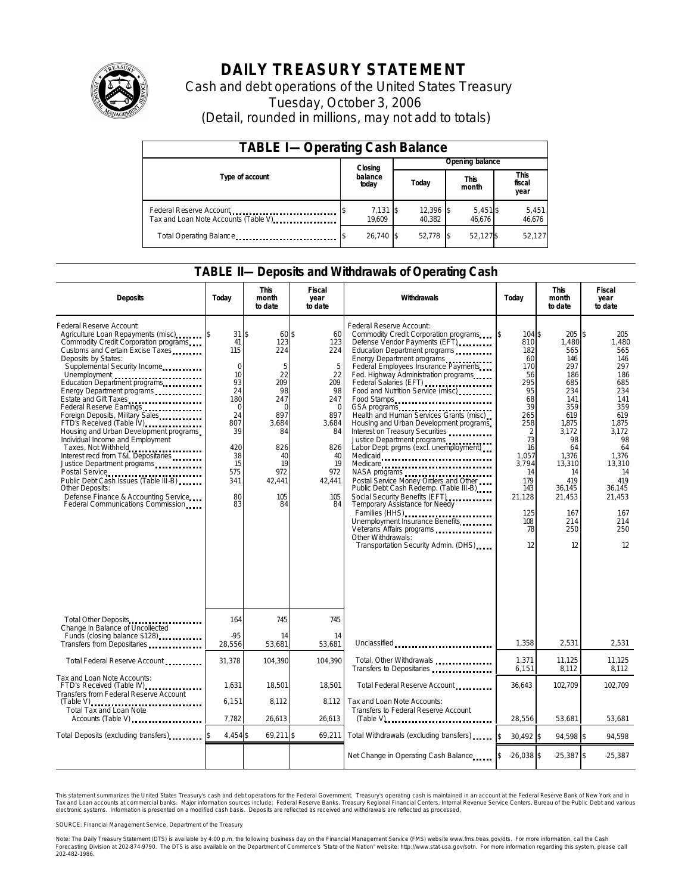# DAILY TREASURY STATEMENT

Cash and debt operations of the United States Treasury

Tuesday, October 3, 2006

(Detail, rounded in millions, may not add to totals)

## TABLE I—Operating Cash Balance

| Type of account | Closing balance today | Opening balance Today | Opening balance This month | Opening balance This fiscal year |
|---|---|---|---|---|
| Federal Reserve Account | $ 7,131 | $ 12,396 | $ 5,451 | $ 5,451 |
| Tax and Loan Note Accounts (Table V) | 19,609 | 40,382 | 46,676 | 46,676 |
| Total Operating Balance | $ 26,740 | $ 52,778 | $ 52,127 | $ 52,127 |

## TABLE II—Deposits and Withdrawals of Operating Cash

| Deposits | Today | This month to date | Fiscal year to date | Withdrawals | Today | This month to date | Fiscal year to date |
|---|---|---|---|---|---|---|---|
| Federal Reserve Account: | | | | Federal Reserve Account: | | | |
| Agriculture Loan Repayments (misc) | $ 31 | $ 60 | $ 60 | Commodity Credit Corporation programs | $ 104 | $ 205 | $ 205 |
| Commodity Credit Corporation programs | 41 | 123 | 123 | Defense Vendor Payments (EFT) | 810 | 1,480 | 1,480 |
| Customs and Certain Excise Taxes | 115 | 224 | 224 | Education Department programs | 182 | 565 | 565 |
| Deposits by States: | | | | Energy Department programs | 60 | 146 | 146 |
| Supplemental Security Income | 0 | 5 | 5 | Federal Employees Insurance Payments | 170 | 297 | 297 |
| Unemployment | 10 | 22 | 22 | Fed. Highway Administration programs | 56 | 186 | 186 |
| Education Department programs | 93 | 209 | 209 | Federal Salaries (EFT) | 295 | 685 | 685 |
| Energy Department programs | 24 | 98 | 98 | Food and Nutrition Service (misc) | 95 | 234 | 234 |
| Estate and Gift Taxes | 180 | 247 | 247 | Food Stamps | 68 | 141 | 141 |
| Federal Reserve Earnings | 0 | 0 | 0 | GSA programs | 39 | 359 | 359 |
| Foreign Deposits, Military Sales | 24 | 897 | 897 | Health and Human Services Grants (misc) | 265 | 619 | 619 |
| FTD's Received (Table IV) | 807 | 3,684 | 3,684 | Housing and Urban Development programs | 258 | 1,875 | 1,875 |
| Housing and Urban Development programs | 39 | 84 | 84 | Interest on Treasury Securities | 2 | 3,172 | 3,172 |
| Individual Income and Employment Taxes, Not Withheld | 420 | 826 | 826 | Justice Department programs | 73 | 98 | 98 |
| Interest recd from T&L Depositaries | 38 | 40 | 40 | Labor Dept. prgms (excl. unemployment) | 16 | 64 | 64 |
| Justice Department programs | 15 | 19 | 19 | Medicaid | 1,057 | 1,376 | 1,376 |
| Postal Service | 575 | 972 | 972 | Medicare | 3,794 | 13,310 | 13,310 |
| Public Debt Cash Issues (Table III-B) | 341 | 42,441 | 42,441 | NASA programs | 14 | 14 | 14 |
| Other Deposits: | | | | Postal Service Money Orders and Other | 179 | 419 | 419 |
| Defense Finance & Accounting Service | 80 | 105 | 105 | Public Debt Cash Redemp. (Table III-B) | 143 | 36,145 | 36,145 |
| Federal Communications Commission | 83 | 84 | 84 | Social Security Benefits (EFT) | 21,128 | 21,453 | 21,453 |
| | | | | Temporary Assistance for Needy Families (HHS) | 125 | 167 | 167 |
| | | | | Unemployment Insurance Benefits | 108 | 214 | 214 |
| | | | | Veterans Affairs programs | 78 | 250 | 250 |
| | | | | Other Withdrawals: | | | |
| | | | | Transportation Security Admin. (DHS) | 12 | 12 | 12 |
| Total Other Deposits | 164 | 745 | 745 | | | | |
| Change in Balance of Uncollected Funds (closing balance $128) | -95 | 14 | 14 | | | | |
| Transfers from Depositaries | 28,556 | 53,681 | 53,681 | Unclassified | 1,358 | 2,531 | 2,531 |
| Total Federal Reserve Account | 31,378 | 104,390 | 104,390 | Total, Other Withdrawals | 1,371 | 11,125 | 11,125 |
| | | | | Transfers to Depositaries | 6,151 | 8,112 | 8,112 |
| Tax and Loan Note Accounts: | | | | | | | |
| FTD's Received (Table IV) | 1,631 | 18,501 | 18,501 | Total Federal Reserve Account | 36,643 | 102,709 | 102,709 |
| Transfers from Federal Reserve Account (Table V) | 6,151 | 8,112 | 8,112 | Tax and Loan Note Accounts: | | | |
| Total Tax and Loan Note Accounts (Table V) | 7,782 | 26,613 | 26,613 | Transfers to Federal Reserve Account (Table V) | 28,556 | 53,681 | 53,681 |
| Total Deposits (excluding transfers) | $ 4,454 | $ 69,211 | $ 69,211 | Total Withdrawals (excluding transfers) | $ 30,492 | $ 94,598 | $ 94,598 |
| | | | | Net Change in Operating Cash Balance | $ -26,038 | $ -25,387 | $ -25,387 |

This statement summarizes the United States Treasury's cash and debt operations for the Federal Government. Treasury's operating cash is maintained in an account at the Federal Reserve Bank of New York and in Tax and Loan accounts at commercial banks. Major information sources include: Federal Reserve Banks, Treasury Regional Financial Centers, Internal Revenue Service Centers, Bureau of the Public Debt and various electronic systems. Information is presented on a modified cash basis. Deposits are reflected as received and withdrawals are reflected as processed.

SOURCE: Financial Management Service, Department of the Treasury

Note: The Daily Treasury Statement (DTS) is available by 4:00 p.m. the following business day on the Financial Management Service (FMS) website www.fms.treas.gov/dts. For more information, call the Cash Forecasting Division at 202-874-9790. The DTS is also available on the Department of Commerce's "State of the Nation" website: http://www.stat-usa.gov/sotn. For more information regarding this system, please call 202-482-1986.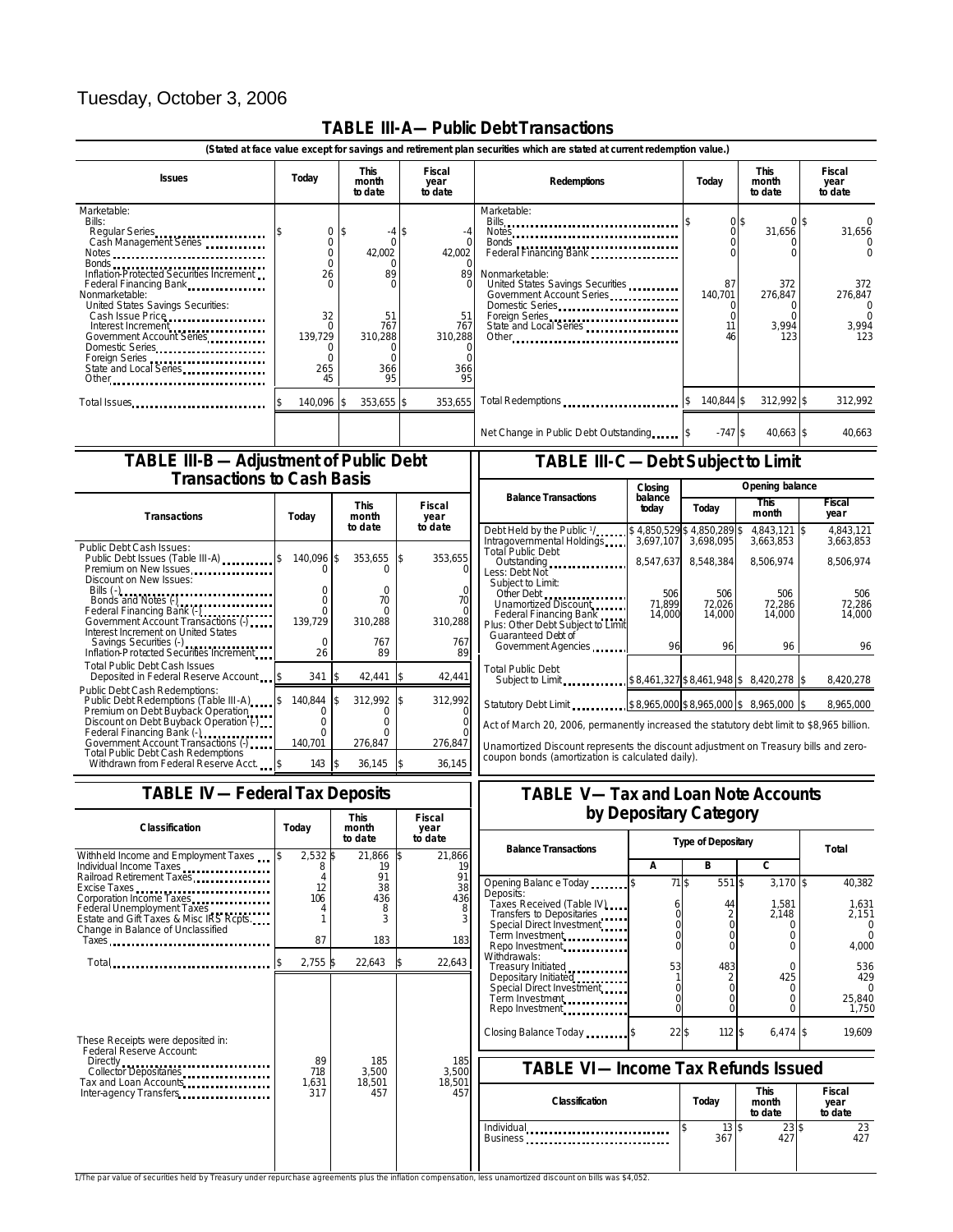Tuesday, October 3, 2006

## TABLE III-A— Public Debt Transactions

(Stated at face value except for savings and retirement plan securities which are stated at current redemption value.)

| Issues | Today | This month to date | Fiscal year to date |
|---|---|---|---|
| Marketable: | | | |
| Bills: | | | |
| Regular Series | $ 0 | $ -4 | $ -4 |
| Cash Management Series | 0 | 0 | 0 |
| Notes | 0 | 42,002 | 42,002 |
| Bonds | 0 | 0 | 0 |
| Inflation-Protected Securities Increment | 26 | 89 | 89 |
| Federal Financing Bank | 0 | 0 | 0 |
| Nonmarketable: | | | |
| United States Savings Securities: | | | |
| Cash Issue Price | 32 | 51 | 51 |
| Interest Increment | 0 | 767 | 767 |
| Government Account Series | 139,729 | 310,288 | 310,288 |
| Domestic Series | 0 | 0 | 0 |
| Foreign Series | 0 | 0 | 0 |
| State and Local Series | 265 | 366 | 366 |
| Other | 45 | 95 | 95 |
| Total Issues | $ 140,096 | $ 353,655 | $ 353,655 |

| Redemptions | Today | This month to date | Fiscal year to date |
|---|---|---|---|
| Marketable: | | | |
| Bills | $ 0 | $ 0 | $ 0 |
| Notes | 0 | 31,656 | 31,656 |
| Bonds | 0 | 0 | 0 |
| Federal Financing Bank | 0 | 0 | 0 |
| Nonmarketable: | | | |
| United States Savings Securities | 87 | 372 | 372 |
| Government Account Series | 140,701 | 276,847 | 276,847 |
| Domestic Series | 0 | 0 | 0 |
| Foreign Series | 0 | 0 | 0 |
| State and Local Series | 11 | 3,994 | 3,994 |
| Other | 46 | 123 | 123 |
| Total Redemptions | $ 140,844 | $ 312,992 | $ 312,992 |
| Net Change in Public Debt Outstanding | $ -747 | $ 40,663 | $ 40,663 |

## TABLE III-B — Adjustment of Public Debt Transactions to Cash Basis

| Transactions | Today | This month to date | Fiscal year to date |
|---|---|---|---|
| Public Debt Cash Issues: | | | |
| Public Debt Issues (Table III-A) | $ 140,096 | $ 353,655 | $ 353,655 |
| Premium on New Issues | 0 | 0 | 0 |
| Discount on New Issues: | | | |
| Bills (-) | 0 | 0 | 0 |
| Bonds and Notes (-) | 0 | 70 | 70 |
| Federal Financing Bank (-) | 0 | 0 | 0 |
| Government Account Transactions (-) | 139,729 | 310,288 | 310,288 |
| Interest Increment on United States Savings Securities (-) | 0 | 767 | 767 |
| Inflation-Protected Securities Increment | 26 | 89 | 89 |
| Total Public Debt Cash Issues Deposited in Federal Reserve Account | $ 341 | $ 42,441 | $ 42,441 |
| Public Debt Cash Redemptions: | | | |
| Public Debt Redemptions (Table III-A) | $ 140,844 | $ 312,992 | $ 312,992 |
| Premium on Debt Buyback Operation | 0 | 0 | 0 |
| Discount on Debt Buyback Operation (-) | 0 | 0 | 0 |
| Federal Financing Bank (-) | 0 | 0 | 0 |
| Government Account Transactions (-) | 140,701 | 276,847 | 276,847 |
| Total Public Debt Cash Redemptions Withdrawn from Federal Reserve Acct. | $ 143 | $ 36,145 | $ 36,145 |

## TABLE III-C — Debt Subject to Limit

| Balance Transactions | Closing balance today | Opening balance Today | Opening balance This month | Opening balance Fiscal year |
|---|---|---|---|---|
| Debt Held by the Public [1] | $ 4,850,529 | $ 4,850,289 | $ 4,843,121 | $ 4,843,121 |
| Intragovernmental Holdings | 3,697,107 | 3,698,095 | 3,663,853 | 3,663,853 |
| Total Public Debt Outstanding | 8,547,637 | 8,548,384 | 8,506,974 | 8,506,974 |
| Less: Debt Not Subject to Limit: | | | | |
| Other Debt | 506 | 506 | 506 | 506 |
| Unamortized Discount | 71,899 | 72,026 | 72,286 | 72,286 |
| Federal Financing Bank | 14,000 | 14,000 | 14,000 | 14,000 |
| Plus: Other Debt Subject to Limit Guaranteed Debt of Government Agencies | 96 | 96 | 96 | 96 |
| Total Public Debt Subject to Limit | $ 8,461,327 | $ 8,461,948 | $ 8,420,278 | $ 8,420,278 |
| Statutory Debt Limit | $ 8,965,000 | $ 8,965,000 | $ 8,965,000 | $ 8,965,000 |

Act of March 20, 2006, permanently increased the statutory debt limit to $8,965 billion.

Unamortized Discount represents the discount adjustment on Treasury bills and zero-coupon bonds (amortization is calculated daily).

## TABLE IV — Federal Tax Deposits

| Classification | Today | This month to date | Fiscal year to date |
|---|---|---|---|
| Withheld Income and Employment Taxes | $ 2,532 | $ 21,866 | $ 21,866 |
| Individual Income Taxes | 8 | 19 | 19 |
| Railroad Retirement Taxes | 4 | 91 | 91 |
| Excise Taxes | 12 | 38 | 38 |
| Corporation Income Taxes | 106 | 436 | 436 |
| Federal Unemployment Taxes | 4 | 8 | 8 |
| Estate and Gift Taxes & Misc IRS Rcpts. | 1 | 3 | 3 |
| Change in Balance of Unclassified Taxes | 87 | 183 | 183 |
| Total | $ 2,755 | $ 22,643 | $ 22,643 |
| These Receipts were deposited in: | | | |
| Federal Reserve Account: | | | |
| Directly | 89 | 185 | 185 |
| Collector Depositaries | 718 | 3,500 | 3,500 |
| Tax and Loan Accounts | 1,631 | 18,501 | 18,501 |
| Inter-agency Transfers | 317 | 457 | 457 |

## TABLE V— Tax and Loan Note Accounts by Depositary Category

| Balance Transactions | Type of Depositary A | Type of Depositary B | Type of Depositary C | Total |
|---|---|---|---|---|
| Opening Balance Today | $ 71 | $ 551 | $ 3,170 | $ 40,382 |
| Deposits: | | | | |
| Taxes Received (Table IV) | 6 | 44 | 1,581 | 1,631 |
| Transfers to Depositaries | 0 | 2 | 2,148 | 2,151 |
| Special Direct Investment | 0 | 0 | 0 | 0 |
| Term Investment | 0 | 0 | 0 | 0 |
| Repo Investment | 0 | 0 | 0 | 4,000 |
| Withdrawals: | | | | |
| Treasury Initiated | 53 | 483 | 0 | 536 |
| Depositary Initiated | 1 | 2 | 425 | 429 |
| Special Direct Investment | 0 | 0 | 0 | 0 |
| Term Investment | 0 | 0 | 0 | 25,840 |
| Repo Investment | 0 | 0 | 0 | 1,750 |
| Closing Balance Today | $ 22 | $ 112 | $ 6,474 | $ 19,609 |

## TABLE VI— Income Tax Refunds Issued

| Classification | Today | This month to date | Fiscal year to date |
|---|---|---|---|
| Individual | $ 13 | $ 23 | $ 23 |
| Business | 367 | 427 | 427 |

1/The par value of securities held by Treasury under repurchase agreements plus the inflation compensation, less unamortized discount on bills was $4,052.